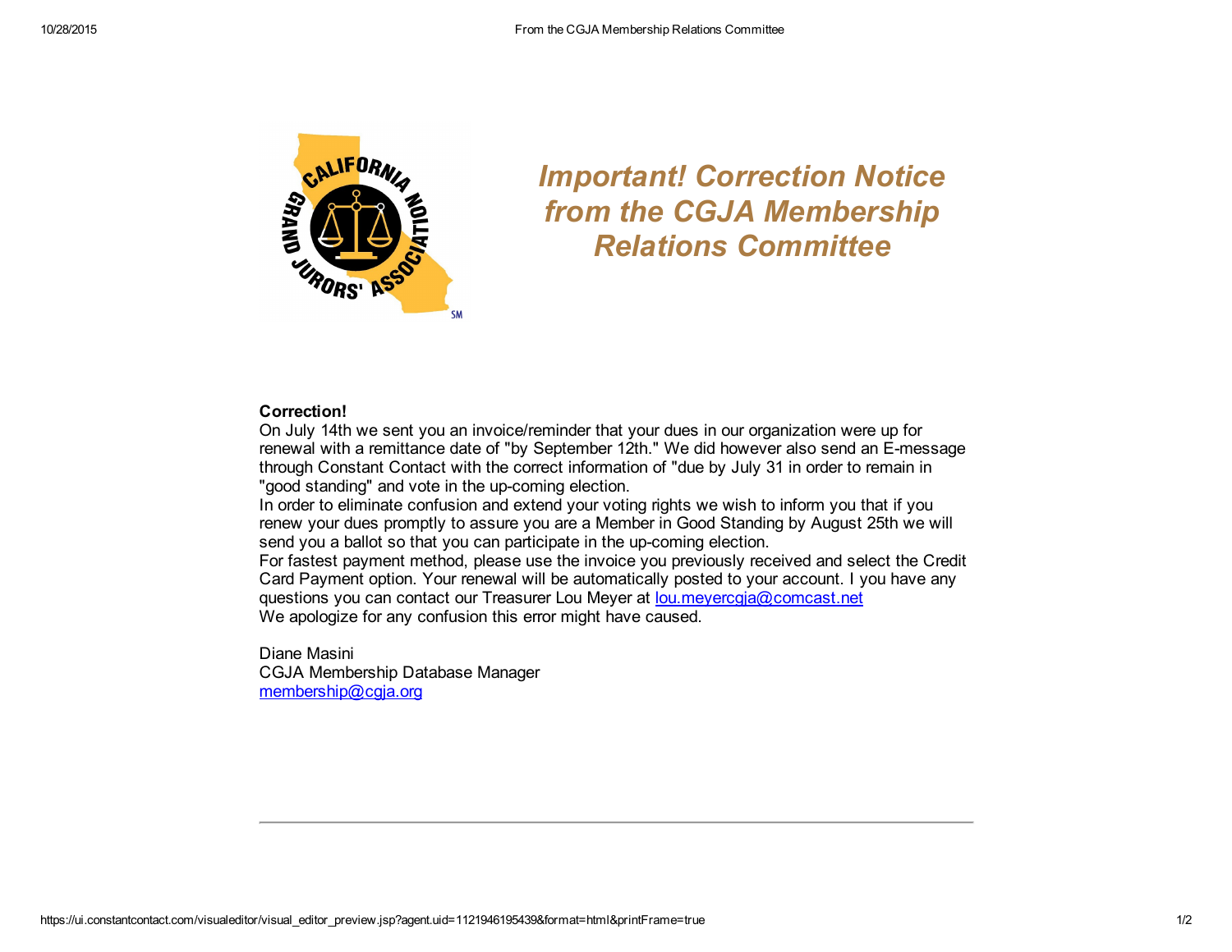# *Important! Correction Notice from the CGJA Membership Relations Committee*

**Correction!**
On July 14th we sent you an invoice/reminder that your dues in our organization were up for renewal with a remittance date of "by September 12th." We did however also send an E-message through Constant Contact with the correct information of "due by July 31 in order to remain in "good standing" and vote in the up-coming election.
In order to eliminate confusion and extend your voting rights we wish to inform you that if you renew your dues promptly to assure you are a Member in Good Standing by August 25th we will send you a ballot so that you can participate in the up-coming election.
For fastest payment method, please use the invoice you previously received and select the Credit Card Payment option. Your renewal will be automatically posted to your account. I you have any questions you can contact our Treasurer Lou Meyer at lou.meyercgja@comcast.net
We apologize for any confusion this error might have caused.

Diane Masini
CGJA Membership Database Manager
membership@cgja.org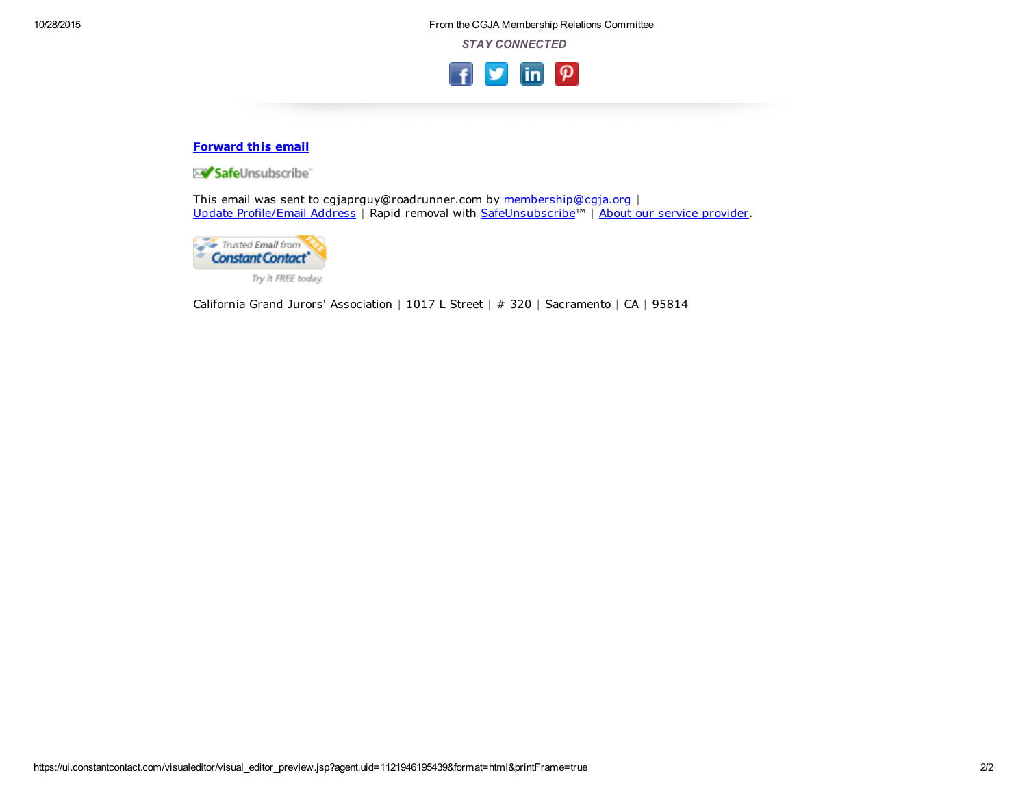*STAY CONNECTED*

**Forward this email**

SafeUnsubscribe™

This email was sent to cgjaprguy@roadrunner.com by membership@cgja.org | Update Profile/Email Address | Rapid removal with SafeUnsubscribe™ | About our service provider.

Trusted Email from Constant Contact

Try it FREE today.

California Grand Jurors' Association | 1017 L Street | # 320 | Sacramento | CA | 95814